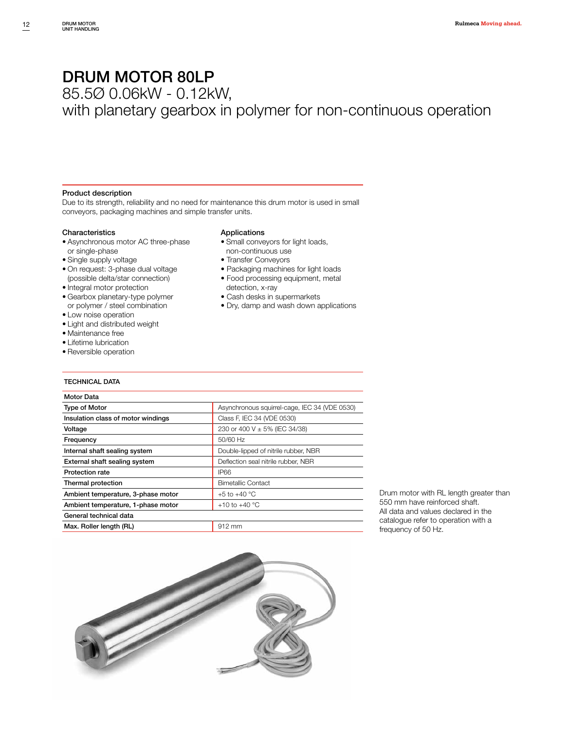# DRUM MOTOR 80LP

85.5Ø 0.06kW - 0.12kW,
with planetary gearbox in polymer for non-continuous operation

### Product description

Due to its strength, reliability and no need for maintenance this drum motor is used in small conveyors, packaging machines and simple transfer units.

### Characteristics

- Asynchronous motor AC three-phase or single-phase
- Single supply voltage
- On request: 3-phase dual voltage (possible delta/star connection)
- Integral motor protection
- Gearbox planetary-type polymer or polymer / steel combination
- Low noise operation
- Light and distributed weight
- Maintenance free
- Lifetime lubrication
- Reversible operation

### Applications

- Small conveyors for light loads, non-continuous use
- Transfer Conveyors
- Packaging machines for light loads
- Food processing equipment, metal detection, x-ray
- Cash desks in supermarkets
- Dry, damp and wash down applications

### TECHNICAL DATA

| Motor Data | |
|---|---|
| **Type of Motor** | Asynchronous squirrel-cage, IEC 34 (VDE 0530) |
| **Insulation class of motor windings** | Class F, IEC 34 (VDE 0530) |
| **Voltage** | 230 or 400 V ± 5% (IEC 34/38) |
| **Frequency** | 50/60 Hz |
| **Internal shaft sealing system** | Double-lipped of nitrile rubber, NBR |
| **External shaft sealing system** | Deflection seal nitrile rubber, NBR |
| **Protection rate** | IP66 |
| **Thermal protection** | Bimetallic Contact |
| **Ambient temperature, 3-phase motor** | +5 to +40 °C |
| **Ambient temperature, 1-phase motor** | +10 to +40 °C |
| **General technical data** | |
| **Max. Roller length (RL)** | 912 mm |

Drum motor with RL length greater than 550 mm have reinforced shaft.
All data and values declared in the catalogue refer to operation with a frequency of 50 Hz.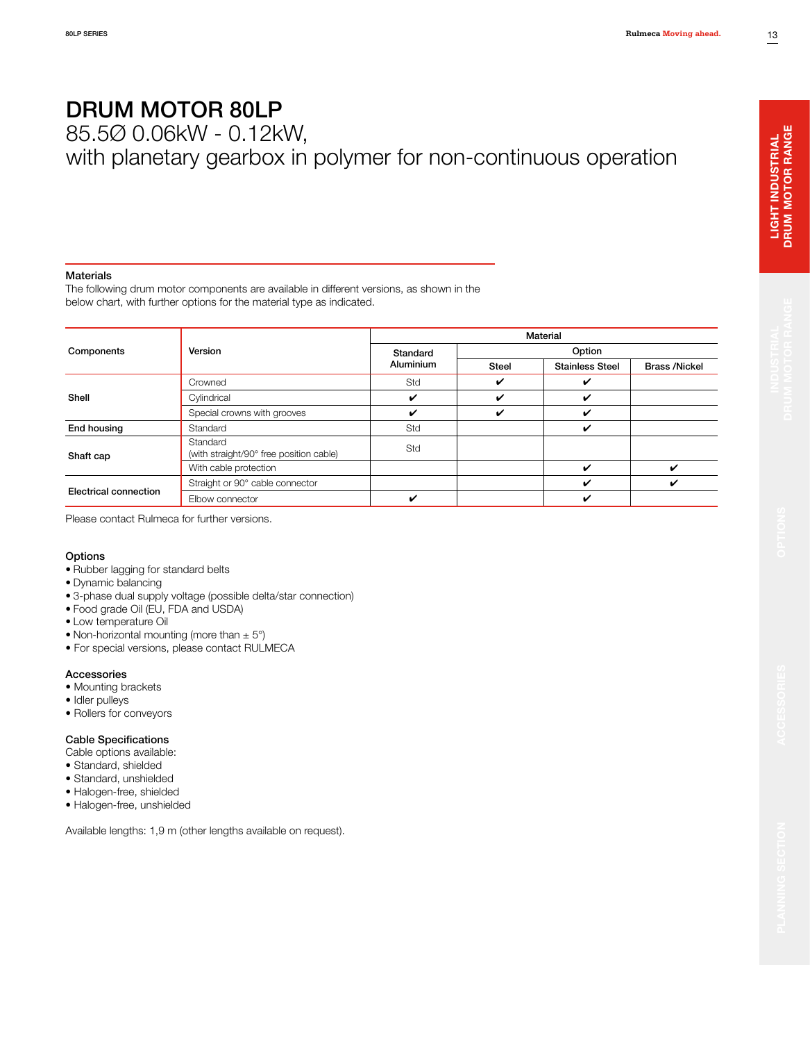# DRUM MOTOR 80LP

85.5Ø 0.06kW - 0.12kW,
with planetary gearbox in polymer for non-continuous operation

### Materials

The following drum motor components are available in different versions, as shown in the below chart, with further options for the material type as indicated.

| Components | Version | Material | | | |
|---|---|---|---|---|---|
| | | Standard Aluminium | Option | | |
| | | | Steel | Stainless Steel | Brass /Nickel |
| Shell | Crowned | Std | ✔ | ✔ | |
| | Cylindrical | ✔ | ✔ | ✔ | |
| | Special crowns with grooves | ✔ | ✔ | ✔ | |
| End housing | Standard | Std | | ✔ | |
| Shaft cap | Standard (with straight/90° free position cable) | Std | | | |
| | With cable protection | | | ✔ | ✔ |
| Electrical connection | Straight or 90° cable connector | | | ✔ | ✔ |
| | Elbow connector | ✔ | | ✔ | |

Please contact Rulmeca for further versions.

### Options

- Rubber lagging for standard belts
- Dynamic balancing
- 3-phase dual supply voltage (possible delta/star connection)
- Food grade Oil (EU, FDA and USDA)
- Low temperature Oil
- Non-horizontal mounting (more than ± 5°)
- For special versions, please contact RULMECA

### Accessories

- Mounting brackets
- Idler pulleys
- Rollers for conveyors

### Cable Specifications

Cable options available:

- Standard, shielded
- Standard, unshielded
- Halogen-free, shielded
- Halogen-free, unshielded

Available lengths: 1,9 m (other lengths available on request).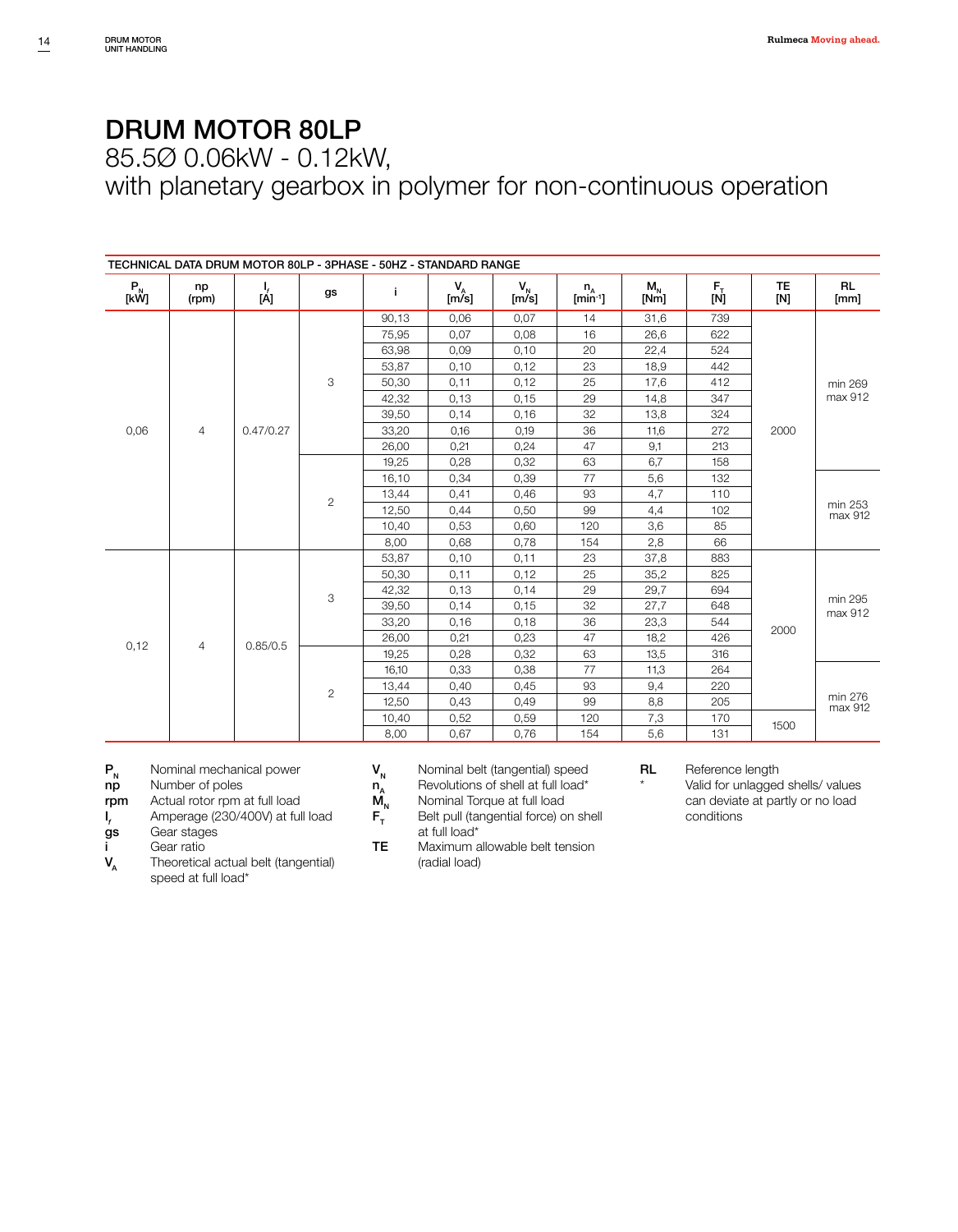# DRUM MOTOR 80LP

85.5Ø 0.06kW - 0.12kW,
with planetary gearbox in polymer for non-continuous operation

**TECHNICAL DATA DRUM MOTOR 80LP - 3PHASE - 50HZ - STANDARD RANGE**

| $P_N$ [kW] | np (rpm) | $I_f$ [A] | gs | i | $V_A$ [m/s] | $V_N$ [m/s] | $n_A$ [min⁻¹] | $M_N$ [Nm] | $F_T$ [N] | TE [N] | RL [mm] |
|---|---|---|---|---|---|---|---|---|---|---|---|
| 0,06 | 4 | 0.47/0.27 | 3 | 90,13 | 0,06 | 0,07 | 14 | 31,6 | 739 | 2000 | min 269 max 912 |
| | | | | 75,95 | 0,07 | 0,08 | 16 | 26,6 | 622 | | |
| | | | | 63,98 | 0,09 | 0,10 | 20 | 22,4 | 524 | | |
| | | | | 53,87 | 0,10 | 0,12 | 23 | 18,9 | 442 | | |
| | | | | 50,30 | 0,11 | 0,12 | 25 | 17,6 | 412 | | |
| | | | | 42,32 | 0,13 | 0,15 | 29 | 14,8 | 347 | | |
| | | | | 39,50 | 0,14 | 0,16 | 32 | 13,8 | 324 | | |
| | | | | 33,20 | 0,16 | 0,19 | 36 | 11,6 | 272 | | |
| | | | | 26,00 | 0,21 | 0,24 | 47 | 9,1 | 213 | | |
| | | | 2 | 19,25 | 0,28 | 0,32 | 63 | 6,7 | 158 | | |
| | | | | 16,10 | 0,34 | 0,39 | 77 | 5,6 | 132 | | min 253 max 912 |
| | | | | 13,44 | 0,41 | 0,46 | 93 | 4,7 | 110 | | |
| | | | | 12,50 | 0,44 | 0,50 | 99 | 4,4 | 102 | | |
| | | | | 10,40 | 0,53 | 0,60 | 120 | 3,6 | 85 | | |
| | | | | 8,00 | 0,68 | 0,78 | 154 | 2,8 | 66 | | |
| 0,12 | 4 | 0.85/0.5 | 3 | 53,87 | 0,10 | 0,11 | 23 | 37,8 | 883 | 2000 | min 295 max 912 |
| | | | | 50,30 | 0,11 | 0,12 | 25 | 35,2 | 825 | | |
| | | | | 42,32 | 0,13 | 0,14 | 29 | 29,7 | 694 | | |
| | | | | 39,50 | 0,14 | 0,15 | 32 | 27,7 | 648 | | |
| | | | | 33,20 | 0,16 | 0,18 | 36 | 23,3 | 544 | | |
| | | | | 26,00 | 0,21 | 0,23 | 47 | 18,2 | 426 | | |
| | | | 2 | 19,25 | 0,28 | 0,32 | 63 | 13,5 | 316 | | |
| | | | | 16,10 | 0,33 | 0,38 | 77 | 11,3 | 264 | | min 276 max 912 |
| | | | | 13,44 | 0,40 | 0,45 | 93 | 9,4 | 220 | | |
| | | | | 12,50 | 0,43 | 0,49 | 99 | 8,8 | 205 | | |
| | | | | 10,40 | 0,52 | 0,59 | 120 | 7,3 | 170 | 1500 | |
| | | | | 8,00 | 0,67 | 0,76 | 154 | 5,6 | 131 | | |

- **$P_N$** Nominal mechanical power
- **np** Number of poles
- **rpm** Actual rotor rpm at full load
- **$I_f$** Amperage (230/400V) at full load
- **gs** Gear stages
- **i** Gear ratio
- **$V_A$** Theoretical actual belt (tangential) speed at full load*
- **$V_N$** Nominal belt (tangential) speed
- **$n_A$** Revolutions of shell at full load*
- **$M_N$** Nominal Torque at full load
- **$F_T$** Belt pull (tangential force) on shell at full load*
- **TE** Maximum allowable belt tension (radial load)
- **RL** Reference length
- \* Valid for unlagged shells/ values can deviate at partly or no load conditions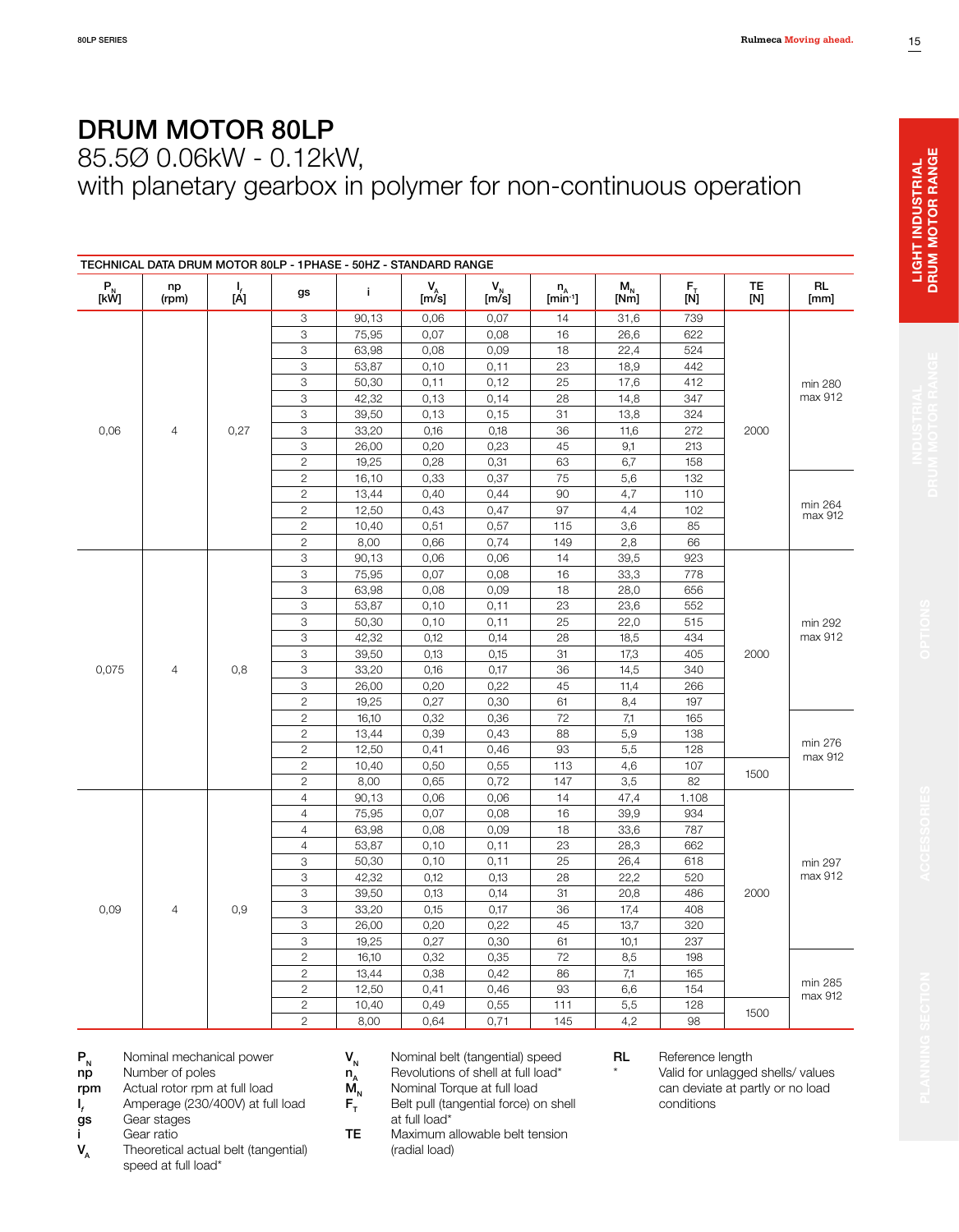# DRUM MOTOR 80LP

85.5Ø 0.06kW - 0.12kW,
with planetary gearbox in polymer for non-continuous operation

**TECHNICAL DATA DRUM MOTOR 80LP - 1PHASE - 50HZ - STANDARD RANGE**

| $P_N$ [kW] | np (rpm) | $I_f$ [A] | gs | i | $V_A$ [m/s] | $V_N$ [m/s] | $n_A$ [min⁻¹] | $M_N$ [Nm] | $F_T$ [N] | TE [N] | RL [mm] |
|---|---|---|---|---|---|---|---|---|---|---|---|
| 0,06 | 4 | 0,27 | 3 | 90,13 | 0,06 | 0,07 | 14 | 31,6 | 739 | 2000 | min 280 max 912 |
| | | | 3 | 75,95 | 0,07 | 0,08 | 16 | 26,6 | 622 | | |
| | | | 3 | 63,98 | 0,08 | 0,09 | 18 | 22,4 | 524 | | |
| | | | 3 | 53,87 | 0,10 | 0,11 | 23 | 18,9 | 442 | | |
| | | | 3 | 50,30 | 0,11 | 0,12 | 25 | 17,6 | 412 | | |
| | | | 3 | 42,32 | 0,13 | 0,14 | 28 | 14,8 | 347 | | |
| | | | 3 | 39,50 | 0,13 | 0,15 | 31 | 13,8 | 324 | | |
| | | | 3 | 33,20 | 0,16 | 0,18 | 36 | 11,6 | 272 | | |
| | | | 3 | 26,00 | 0,20 | 0,23 | 45 | 9,1 | 213 | | |
| | | | 2 | 19,25 | 0,28 | 0,31 | 63 | 6,7 | 158 | | |
| | | | 2 | 16,10 | 0,33 | 0,37 | 75 | 5,6 | 132 | | min 264 max 912 |
| | | | 2 | 13,44 | 0,40 | 0,44 | 90 | 4,7 | 110 | | |
| | | | 2 | 12,50 | 0,43 | 0,47 | 97 | 4,4 | 102 | | |
| | | | 2 | 10,40 | 0,51 | 0,57 | 115 | 3,6 | 85 | | |
| | | | 2 | 8,00 | 0,66 | 0,74 | 149 | 2,8 | 66 | | |
| 0,075 | 4 | 0,8 | 3 | 90,13 | 0,06 | 0,06 | 14 | 39,5 | 923 | 2000 | min 292 max 912 |
| | | | 3 | 75,95 | 0,07 | 0,08 | 16 | 33,3 | 778 | | |
| | | | 3 | 63,98 | 0,08 | 0,09 | 18 | 28,0 | 656 | | |
| | | | 3 | 53,87 | 0,10 | 0,11 | 23 | 23,6 | 552 | | |
| | | | 3 | 50,30 | 0,10 | 0,11 | 25 | 22,0 | 515 | | |
| | | | 3 | 42,32 | 0,12 | 0,14 | 28 | 18,5 | 434 | | |
| | | | 3 | 39,50 | 0,13 | 0,15 | 31 | 17,3 | 405 | | |
| | | | 3 | 33,20 | 0,16 | 0,17 | 36 | 14,5 | 340 | | |
| | | | 3 | 26,00 | 0,20 | 0,22 | 45 | 11,4 | 266 | | |
| | | | 2 | 19,25 | 0,27 | 0,30 | 61 | 8,4 | 197 | | |
| | | | 2 | 16,10 | 0,32 | 0,36 | 72 | 7,1 | 165 | | min 276 max 912 |
| | | | 2 | 13,44 | 0,39 | 0,43 | 88 | 5,9 | 138 | | |
| | | | 2 | 12,50 | 0,41 | 0,46 | 93 | 5,5 | 128 | | |
| | | | 2 | 10,40 | 0,50 | 0,55 | 113 | 4,6 | 107 | 1500 | |
| | | | 2 | 8,00 | 0,65 | 0,72 | 147 | 3,5 | 82 | | |
| 0,09 | 4 | 0,9 | 4 | 90,13 | 0,06 | 0,06 | 14 | 47,4 | 1.108 | 2000 | min 297 max 912 |
| | | | 4 | 75,95 | 0,07 | 0,08 | 16 | 39,9 | 934 | | |
| | | | 4 | 63,98 | 0,08 | 0,09 | 18 | 33,6 | 787 | | |
| | | | 4 | 53,87 | 0,10 | 0,11 | 23 | 28,3 | 662 | | |
| | | | 3 | 50,30 | 0,10 | 0,11 | 25 | 26,4 | 618 | | |
| | | | 3 | 42,32 | 0,12 | 0,13 | 28 | 22,2 | 520 | | |
| | | | 3 | 39,50 | 0,13 | 0,14 | 31 | 20,8 | 486 | | |
| | | | 3 | 33,20 | 0,15 | 0,17 | 36 | 17,4 | 408 | | |
| | | | 3 | 26,00 | 0,20 | 0,22 | 45 | 13,7 | 320 | | |
| | | | 3 | 19,25 | 0,27 | 0,30 | 61 | 10,1 | 237 | | |
| | | | 2 | 16,10 | 0,32 | 0,35 | 72 | 8,5 | 198 | | min 285 max 912 |
| | | | 2 | 13,44 | 0,38 | 0,42 | 86 | 7,1 | 165 | | |
| | | | 2 | 12,50 | 0,41 | 0,46 | 93 | 6,6 | 154 | | |
| | | | 2 | 10,40 | 0,49 | 0,55 | 111 | 5,5 | 128 | 1500 | |
| | | | 2 | 8,00 | 0,64 | 0,71 | 145 | 4,2 | 98 | | |

- $P_N$ — Nominal mechanical power
- **np** — Number of poles
- **rpm** — Actual rotor rpm at full load
- $I_f$ — Amperage (230/400V) at full load
- **gs** — Gear stages
- **i** — Gear ratio
- $V_A$ — Theoretical actual belt (tangential) speed at full load*
- $V_N$ — Nominal belt (tangential) speed
- $n_A$ — Revolutions of shell at full load*
- $M_N$ — Nominal Torque at full load
- $F_T$ — Belt pull (tangential force) on shell at full load*
- **TE** — Maximum allowable belt tension (radial load)
- **RL** — Reference length
- \* — Valid for unlagged shells/ values can deviate at partly or no load conditions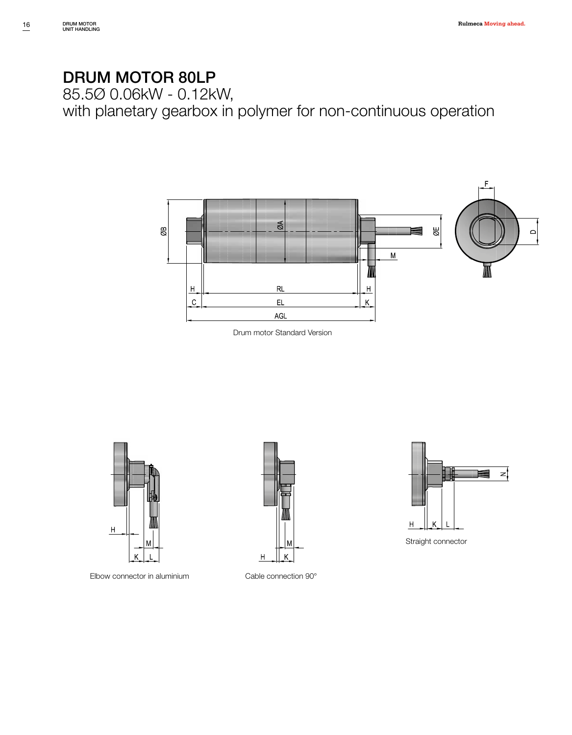# DRUM MOTOR 80LP

85.5Ø 0.06kW - 0.12kW,
with planetary gearbox in polymer for non-continuous operation

Drum motor Standard Version

Elbow connector in aluminium

Cable connection 90°

Straight connector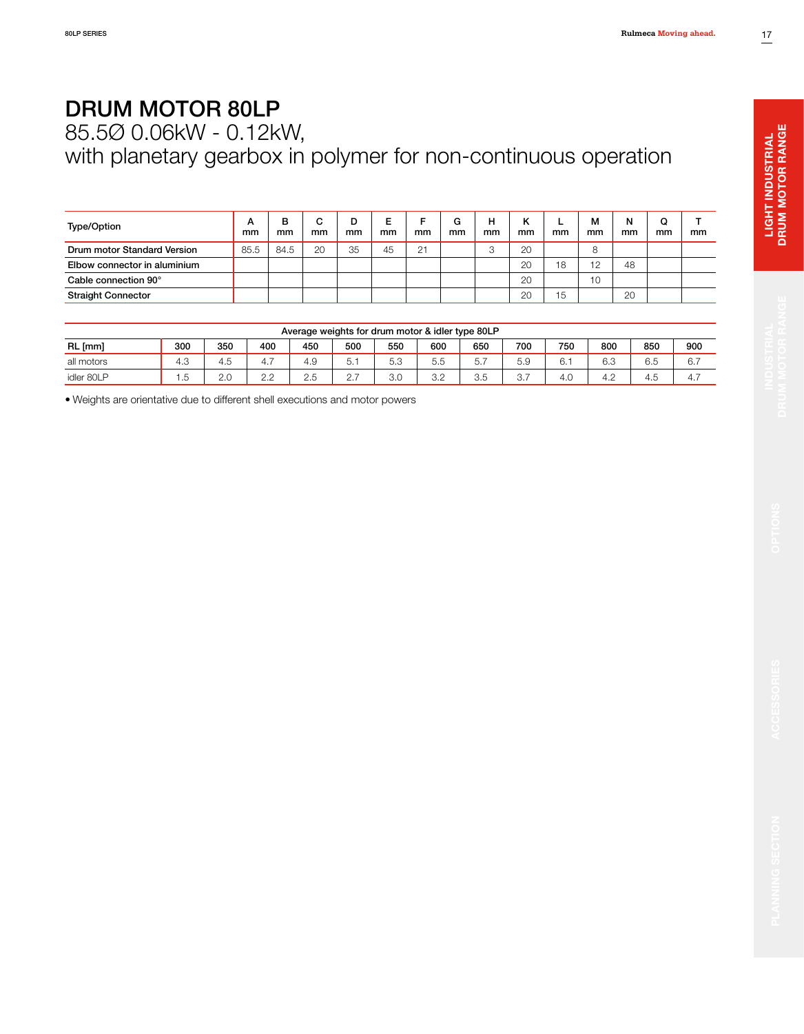# DRUM MOTOR 80LP

85.5Ø 0.06kW - 0.12kW,
with planetary gearbox in polymer for non-continuous operation

| Type/Option | A mm | B mm | C mm | D mm | E mm | F mm | G mm | H mm | K mm | L mm | M mm | N mm | Q mm | T mm |
|---|---|---|---|---|---|---|---|---|---|---|---|---|---|---|
| Drum motor Standard Version | 85.5 | 84.5 | 20 | 35 | 45 | 21 | | 3 | 20 | | 8 | | | |
| Elbow connector in aluminium | | | | | | | | | 20 | 18 | 12 | 48 | | |
| Cable connection 90° | | | | | | | | | 20 | | 10 | | | |
| Straight Connector | | | | | | | | | 20 | 15 | | 20 | | |

| Average weights for drum motor & idler type 80LP | | | | | | | | | | | | | |
|---|---|---|---|---|---|---|---|---|---|---|---|---|---|
| RL [mm] | 300 | 350 | 400 | 450 | 500 | 550 | 600 | 650 | 700 | 750 | 800 | 850 | 900 |
| all motors | 4.3 | 4.5 | 4.7 | 4.9 | 5.1 | 5.3 | 5.5 | 5.7 | 5.9 | 6.1 | 6.3 | 6.5 | 6.7 |
| idler 80LP | 1.5 | 2.0 | 2.2 | 2.5 | 2.7 | 3.0 | 3.2 | 3.5 | 3.7 | 4.0 | 4.2 | 4.5 | 4.7 |

• Weights are orientative due to different shell executions and motor powers